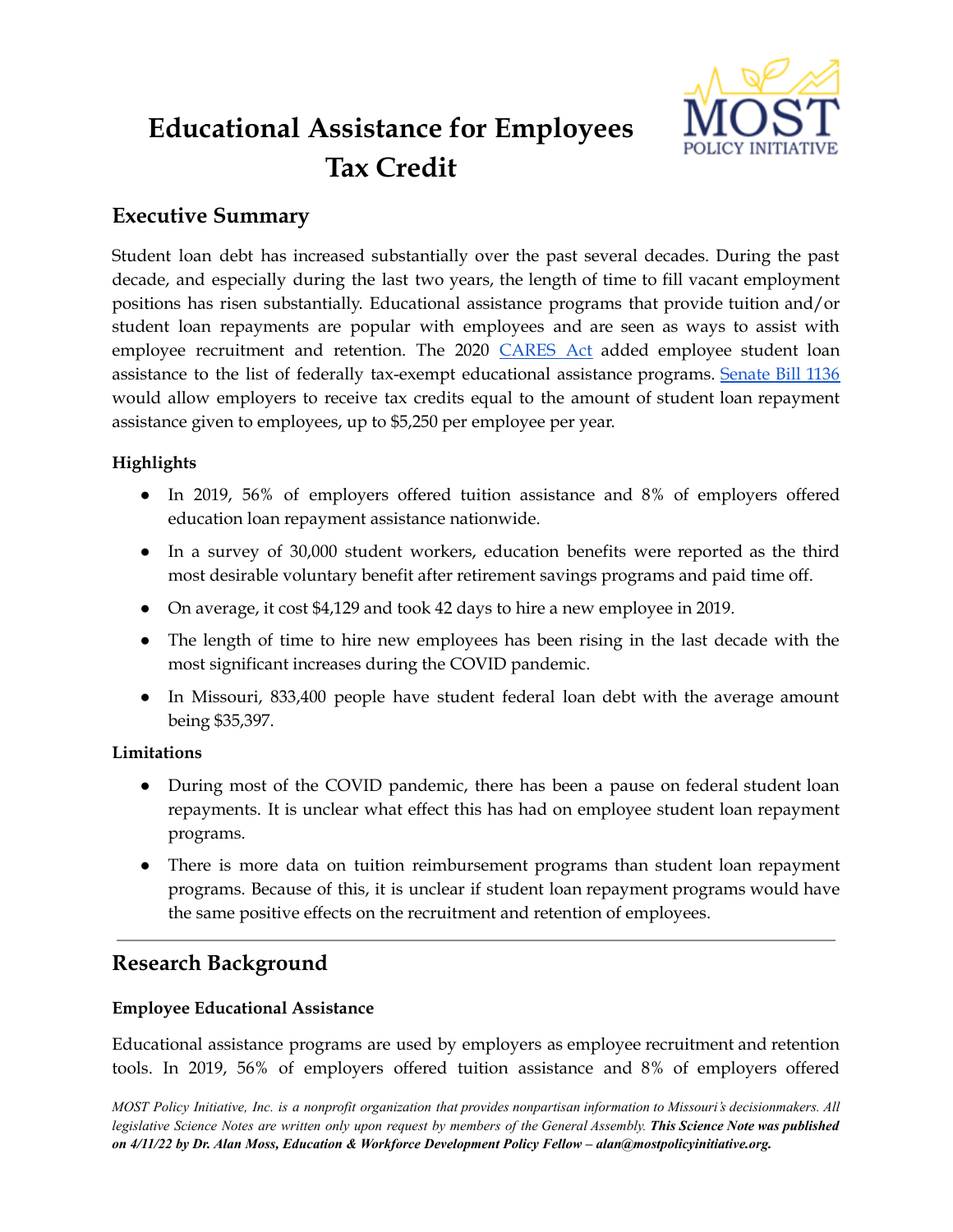# Educational Assistance for Employees Tax Credit

## Executive Summary

Student loan debt has increased substantially over the past several decades. During the past decade, and especially during the last two years, the length of time to fill vacant employment positions has risen substantially. Educational assistance programs that provide tuition and/or student loan repayments are popular with employees and are seen as ways to assist with employee recruitment and retention. The 2020 CARES Act added employee student loan assistance to the list of federally tax-exempt educational assistance programs. Senate Bill 1136 would allow employers to receive tax credits equal to the amount of student loan repayment assistance given to employees, up to $5,250 per employee per year.

### Highlights

- In 2019, 56% of employers offered tuition assistance and 8% of employers offered education loan repayment assistance nationwide.
- In a survey of 30,000 student workers, education benefits were reported as the third most desirable voluntary benefit after retirement savings programs and paid time off.
- On average, it cost $4,129 and took 42 days to hire a new employee in 2019.
- The length of time to hire new employees has been rising in the last decade with the most significant increases during the COVID pandemic.
- In Missouri, 833,400 people have student federal loan debt with the average amount being $35,397.

### Limitations

- During most of the COVID pandemic, there has been a pause on federal student loan repayments. It is unclear what effect this has had on employee student loan repayment programs.
- There is more data on tuition reimbursement programs than student loan repayment programs. Because of this, it is unclear if student loan repayment programs would have the same positive effects on the recruitment and retention of employees.

---

## Research Background

### Employee Educational Assistance

Educational assistance programs are used by employers as employee recruitment and retention tools. In 2019, 56% of employers offered tuition assistance and 8% of employers offered

*MOST Policy Initiative, Inc. is a nonprofit organization that provides nonpartisan information to Missouri's decisionmakers. All legislative Science Notes are written only upon request by members of the General Assembly.* ***This Science Note was published on 4/11/22 by Dr. Alan Moss, Education & Workforce Development Policy Fellow – alan@mostpolicyinitiative.org.***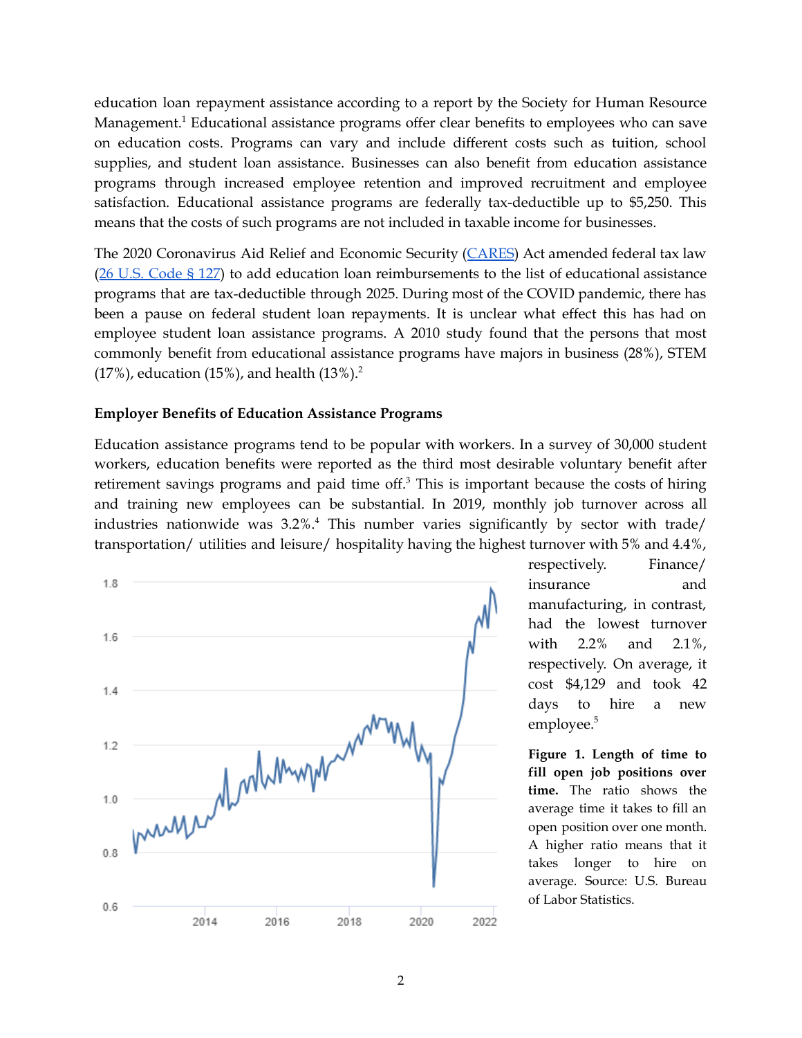education loan repayment assistance according to a report by the Society for Human Resource Management.[1] Educational assistance programs offer clear benefits to employees who can save on education costs. Programs can vary and include different costs such as tuition, school supplies, and student loan assistance. Businesses can also benefit from education assistance programs through increased employee retention and improved recruitment and employee satisfaction. Educational assistance programs are federally tax-deductible up to $5,250. This means that the costs of such programs are not included in taxable income for businesses.

The 2020 Coronavirus Aid Relief and Economic Security (CARES) Act amended federal tax law (26 U.S. Code § 127) to add education loan reimbursements to the list of educational assistance programs that are tax-deductible through 2025. During most of the COVID pandemic, there has been a pause on federal student loan repayments. It is unclear what effect this has had on employee student loan assistance programs. A 2010 study found that the persons that most commonly benefit from educational assistance programs have majors in business (28%), STEM (17%), education (15%), and health (13%).[2]

### Employer Benefits of Education Assistance Programs

Education assistance programs tend to be popular with workers. In a survey of 30,000 student workers, education benefits were reported as the third most desirable voluntary benefit after retirement savings programs and paid time off.[3] This is important because the costs of hiring and training new employees can be substantial. In 2019, monthly job turnover across all industries nationwide was 3.2%.[4] This number varies significantly by sector with trade/ transportation/ utilities and leisure/ hospitality having the highest turnover with 5% and 4.4%, respectively. Finance/ insurance and manufacturing, in contrast, had the lowest turnover with 2.2% and 2.1%, respectively. On average, it cost $4,129 and took 42 days to hire a new employee.[5]

**Figure 1. Length of time to fill open job positions over time.** The ratio shows the average time it takes to fill an open position over one month. A higher ratio means that it takes longer to hire on average. Source: U.S. Bureau of Labor Statistics.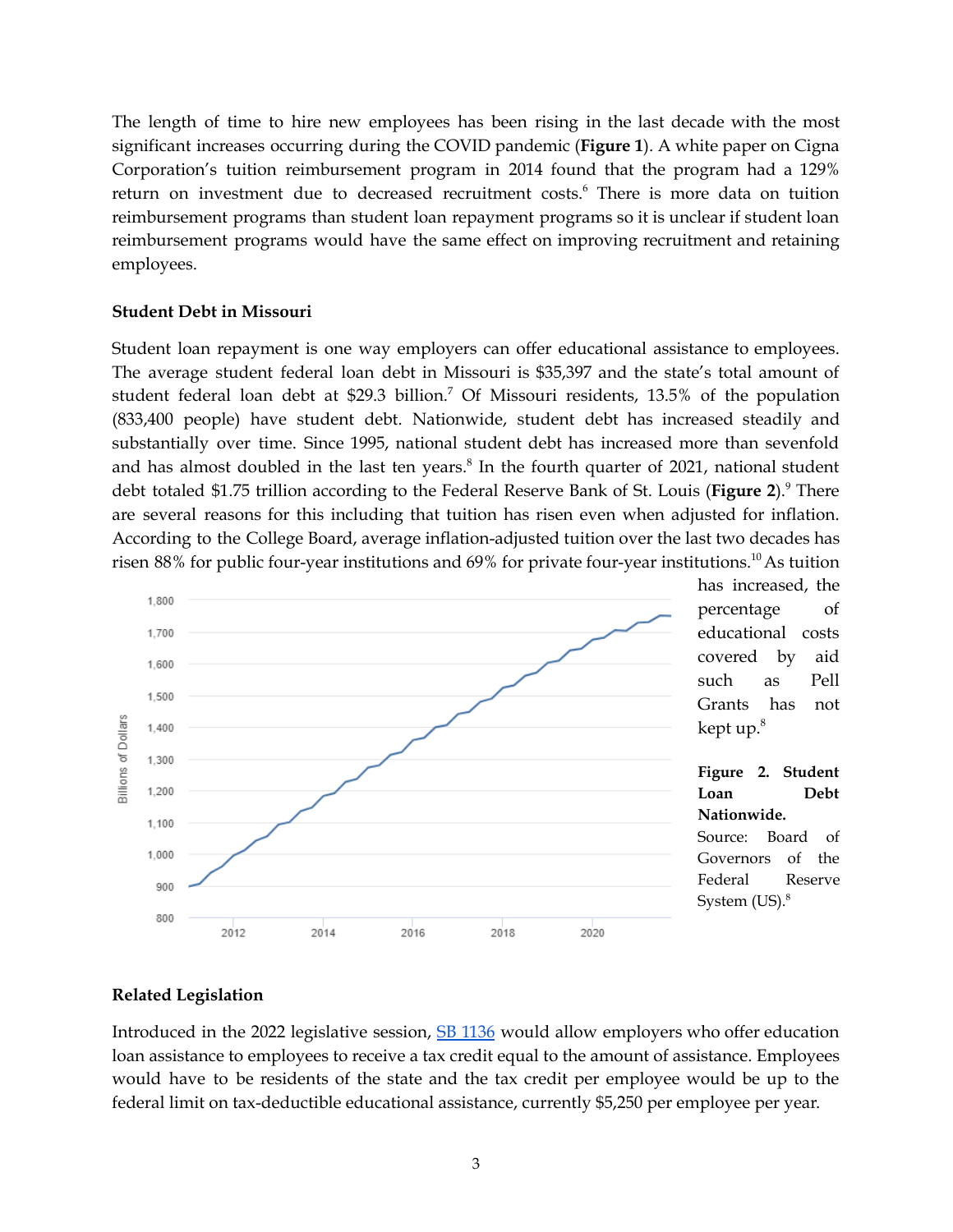The length of time to hire new employees has been rising in the last decade with the most significant increases occurring during the COVID pandemic (**Figure 1**). A white paper on Cigna Corporation's tuition reimbursement program in 2014 found that the program had a 129% return on investment due to decreased recruitment costs.[6] There is more data on tuition reimbursement programs than student loan repayment programs so it is unclear if student loan reimbursement programs would have the same effect on improving recruitment and retaining employees.

**Student Debt in Missouri**

Student loan repayment is one way employers can offer educational assistance to employees. The average student federal loan debt in Missouri is $35,397 and the state's total amount of student federal loan debt at $29.3 billion.[7] Of Missouri residents, 13.5% of the population (833,400 people) have student debt. Nationwide, student debt has increased steadily and substantially over time. Since 1995, national student debt has increased more than sevenfold and has almost doubled in the last ten years.[8] In the fourth quarter of 2021, national student debt totaled $1.75 trillion according to the Federal Reserve Bank of St. Louis (**Figure 2**).[9] There are several reasons for this including that tuition has risen even when adjusted for inflation. According to the College Board, average inflation-adjusted tuition over the last two decades has risen 88% for public four-year institutions and 69% for private four-year institutions.[10] As tuition has increased, the percentage of educational costs covered by aid such as Pell Grants has not kept up.[8]

**Figure 2. Student Loan Debt Nationwide.** Source: Board of Governors of the Federal Reserve System (US).[8]

**Related Legislation**

Introduced in the 2022 legislative session, SB 1136 would allow employers who offer education loan assistance to employees to receive a tax credit equal to the amount of assistance. Employees would have to be residents of the state and the tax credit per employee would be up to the federal limit on tax-deductible educational assistance, currently $5,250 per employee per year.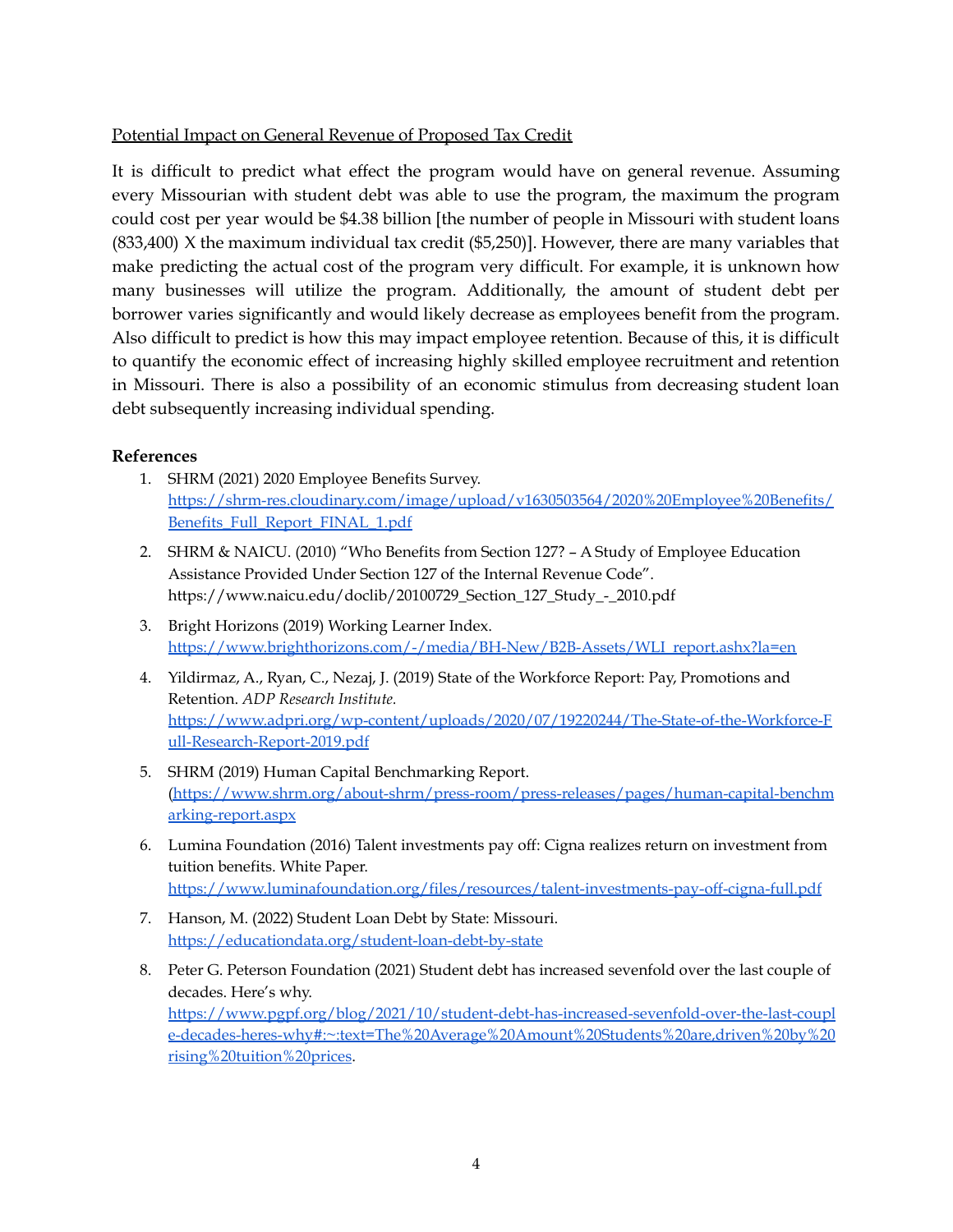<u>Potential Impact on General Revenue of Proposed Tax Credit</u>

It is difficult to predict what effect the program would have on general revenue. Assuming every Missourian with student debt was able to use the program, the maximum the program could cost per year would be $4.38 billion [the number of people in Missouri with student loans (833,400) X the maximum individual tax credit ($5,250)]. However, there are many variables that make predicting the actual cost of the program very difficult. For example, it is unknown how many businesses will utilize the program. Additionally, the amount of student debt per borrower varies significantly and would likely decrease as employees benefit from the program. Also difficult to predict is how this may impact employee retention. Because of this, it is difficult to quantify the economic effect of increasing highly skilled employee recruitment and retention in Missouri. There is also a possibility of an economic stimulus from decreasing student loan debt subsequently increasing individual spending.

**References**

1. SHRM (2021) 2020 Employee Benefits Survey. https://shrm-res.cloudinary.com/image/upload/v1630503564/2020%20Employee%20Benefits/Benefits_Full_Report_FINAL_1.pdf
2. SHRM & NAICU. (2010) "Who Benefits from Section 127? – A Study of Employee Education Assistance Provided Under Section 127 of the Internal Revenue Code". https://www.naicu.edu/doclib/20100729_Section_127_Study_-_2010.pdf
3. Bright Horizons (2019) Working Learner Index. https://www.brighthorizons.com/-/media/BH-New/B2B-Assets/WLI_report.ashx?la=en
4. Yildirmaz, A., Ryan, C., Nezaj, J. (2019) State of the Workforce Report: Pay, Promotions and Retention. *ADP Research Institute.* https://www.adpri.org/wp-content/uploads/2020/07/19220244/The-State-of-the-Workforce-Full-Research-Report-2019.pdf
5. SHRM (2019) Human Capital Benchmarking Report. (https://www.shrm.org/about-shrm/press-room/press-releases/pages/human-capital-benchmarking-report.aspx
6. Lumina Foundation (2016) Talent investments pay off: Cigna realizes return on investment from tuition benefits. White Paper. https://www.luminafoundation.org/files/resources/talent-investments-pay-off-cigna-full.pdf
7. Hanson, M. (2022) Student Loan Debt by State: Missouri. https://educationdata.org/student-loan-debt-by-state
8. Peter G. Peterson Foundation (2021) Student debt has increased sevenfold over the last couple of decades. Here's why. https://www.pgpf.org/blog/2021/10/student-debt-has-increased-sevenfold-over-the-last-couple-decades-heres-why#:~:text=The%20Average%20Amount%20Students%20are,driven%20by%20rising%20tuition%20prices.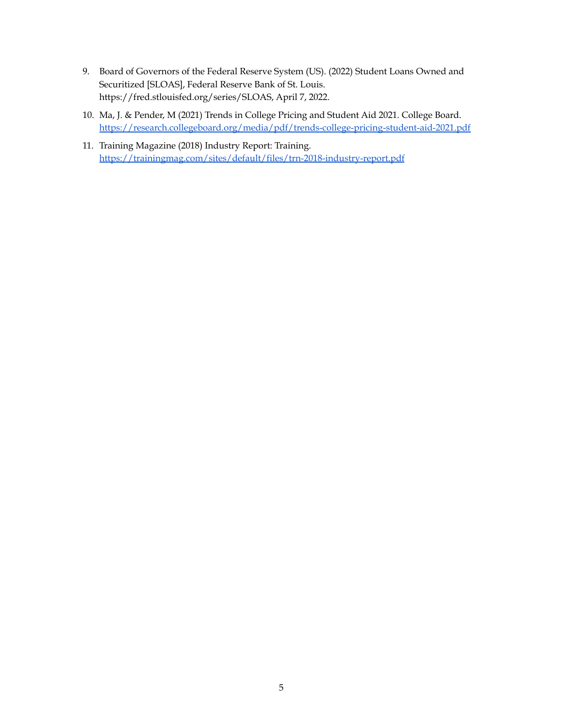9. Board of Governors of the Federal Reserve System (US). (2022) Student Loans Owned and Securitized [SLOAS], Federal Reserve Bank of St. Louis. https://fred.stlouisfed.org/series/SLOAS, April 7, 2022.

10. Ma, J. & Pender, M (2021) Trends in College Pricing and Student Aid 2021. College Board. https://research.collegeboard.org/media/pdf/trends-college-pricing-student-aid-2021.pdf

11. Training Magazine (2018) Industry Report: Training. https://trainingmag.com/sites/default/files/trn-2018-industry-report.pdf